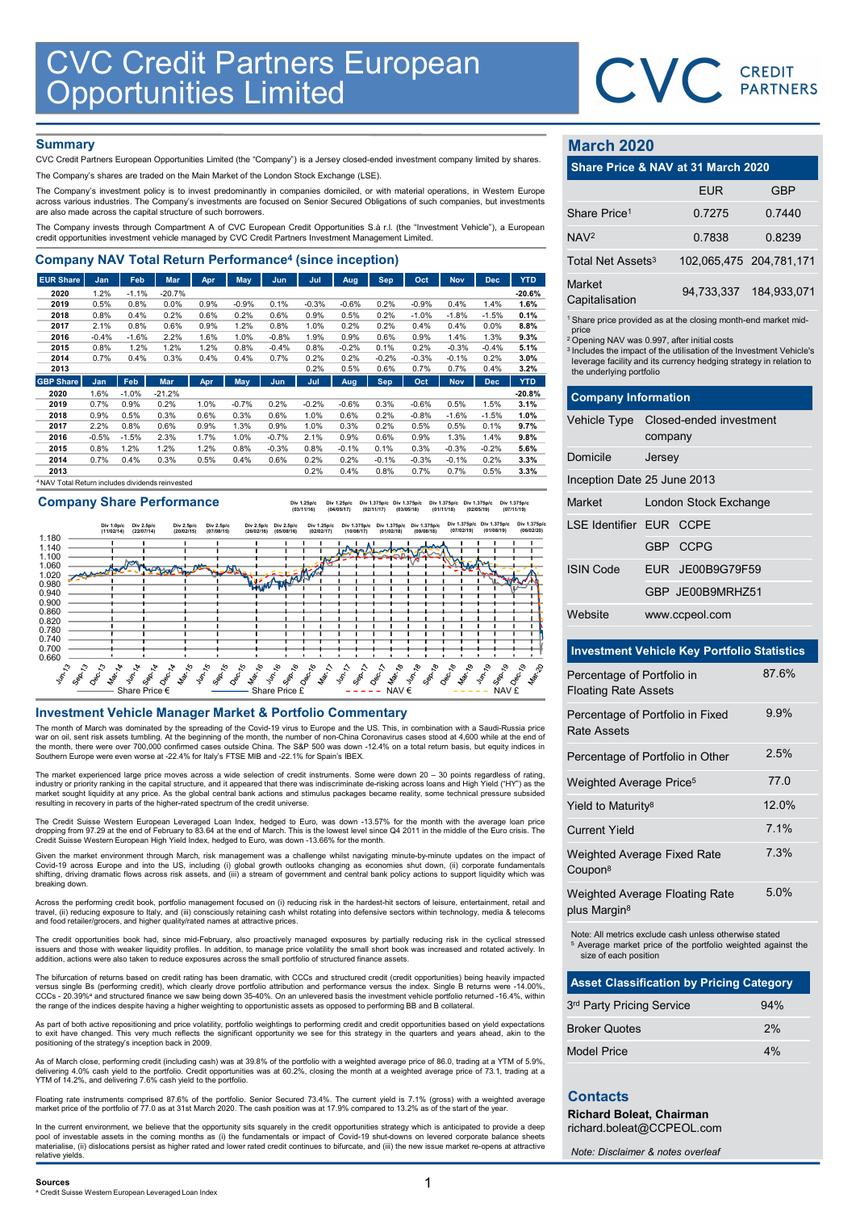# CVC Credit Partners European Opportunities Limited

CVC CREDIT PARTNERS

## Summary

CVC Credit Partners European Opportunities Limited (the "Company") is a Jersey closed-ended investment company limited by shares.

The Company's shares are traded on the Main Market of the London Stock Exchange (LSE).

The Company's investment policy is to invest predominantly in companies domiciled, or with material operations, in Western Europe across various industries. The Company's investments are focused on Senior Secured Obligations of such companies, but investments are also made across the capital structure of such borrowers.

The Company invests through Compartment A of CVC European Credit Opportunities S.à r.l. (the "Investment Vehicle"), a European credit opportunities investment vehicle managed by CVC Credit Partners Investment Management Limited.

## Company NAV Total Return Performance[4] (since inception)

| EUR Share | Jan | Feb | Mar | Apr | May | Jun | Jul | Aug | Sep | Oct | Nov | Dec | YTD |
|---|---|---|---|---|---|---|---|---|---|---|---|---|---|
| **2020** | 1.2% | -1.1% | -20.7% | | | | | | | | | | **-20.6%** |
| **2019** | 0.5% | 0.8% | 0.0% | 0.9% | -0.9% | 0.1% | -0.3% | -0.6% | 0.2% | -0.9% | 0.4% | 1.4% | **1.6%** |
| **2018** | 0.8% | 0.4% | 0.2% | 0.6% | 0.2% | 0.6% | 0.9% | 0.5% | 0.2% | -1.0% | -1.8% | -1.5% | **0.1%** |
| **2017** | 2.1% | 0.8% | 0.6% | 0.9% | 1.2% | 0.8% | 1.0% | 0.2% | 0.2% | 0.4% | 0.4% | 0.0% | **8.8%** |
| **2016** | -0.4% | -1.6% | 2.2% | 1.6% | 1.0% | -0.8% | 1.9% | 0.9% | 0.6% | 0.9% | 1.4% | 1.3% | **9.3%** |
| **2015** | 0.8% | 1.2% | 1.2% | 1.2% | 0.8% | -0.4% | 0.8% | -0.2% | 0.1% | 0.2% | -0.3% | -0.4% | **5.1%** |
| **2014** | 0.7% | 0.4% | 0.3% | 0.4% | 0.4% | 0.7% | 0.2% | 0.2% | -0.2% | -0.3% | -0.1% | 0.2% | **3.0%** |
| **2013** | | | | | | | 0.2% | 0.5% | 0.6% | 0.7% | 0.7% | 0.4% | **3.2%** |

| GBP Share | Jan | Feb | Mar | Apr | May | Jun | Jul | Aug | Sep | Oct | Nov | Dec | YTD |
|---|---|---|---|---|---|---|---|---|---|---|---|---|---|
| **2020** | 1.6% | -1.0% | -21.2% | | | | | | | | | | **-20.8%** |
| **2019** | 0.7% | 0.9% | 0.2% | 1.0% | -0.7% | 0.2% | -0.2% | -0.6% | 0.3% | -0.6% | 0.5% | 1.5% | **3.1%** |
| **2018** | 0.9% | 0.5% | 0.3% | 0.6% | 0.3% | 0.6% | 1.0% | 0.6% | 0.2% | -0.8% | -1.6% | -1.5% | **1.0%** |
| **2017** | 2.2% | 0.8% | 0.6% | 0.9% | 1.3% | 0.9% | 1.0% | 0.3% | 0.2% | 0.5% | 0.5% | 0.1% | **9.7%** |
| **2016** | -0.5% | -1.5% | 2.3% | 1.7% | 1.0% | -0.7% | 2.1% | 0.9% | 0.6% | 0.9% | 1.3% | 1.4% | **9.8%** |
| **2015** | 0.8% | 1.2% | 1.2% | 1.2% | 0.8% | -0.3% | 0.8% | -0.1% | 0.1% | 0.3% | -0.3% | -0.2% | **5.6%** |
| **2014** | 0.7% | 0.4% | 0.3% | 0.5% | 0.4% | 0.6% | 0.2% | 0.2% | -0.1% | -0.3% | -0.1% | 0.2% | **3.3%** |
| **2013** | | | | | | | 0.2% | 0.4% | 0.8% | 0.7% | 0.7% | 0.5% | **3.3%** |

[4] NAV Total Return includes dividends reinvested

## Company Share Performance

Div 1.0p/c (11/02/14), Div 2.5p/c (22/07/14), Div 2.5p/c (20/02/15), Div 2.5p/c (07/08/15), Div 2.5p/c (26/02/16), Div 2.5p/c (05/08/16), Div 1.25p/c (03/11/16), Div 1.25p/c (02/02/17), Div 1.25p/c (04/05/17), Div 1.375p/c (10/08/17), Div 1.375p/c (02/11/17), Div 1.375p/c (01/02/18), Div 1.375p/c (03/05/18), Div 1.375p/c (09/08/18), Div 1.375p/c (01/11/18), Div 1.375p/c (07/02/19), Div 1.375p/c (02/05/19), Div 1.375p/c (01/08/19), Div 1.375p/c (07/11/19), Div 1.375p/c (06/02/20)

Legend: Share Price €, Share Price £, NAV €, NAV £

## Investment Vehicle Manager Market & Portfolio Commentary

The month of March was dominated by the spreading of the Covid-19 virus to Europe and the US. This, in combination with a Saudi-Russia price war on oil, sent risk assets tumbling. At the beginning of the month, the number of non-China Coronavirus cases stood at 4,600 while at the end of the month, there were over 700,000 confirmed cases outside China. The S&P 500 was down -12.4% on a total return basis, but equity indices in Southern Europe were even worse at -22.4% for Italy's FTSE MIB and -22.1% for Spain's IBEX.

The market experienced large price moves across a wide selection of credit instruments. Some were down 20 – 30 points regardless of rating, industry or priority ranking in the capital structure, and it appeared that there was indiscriminate de-risking across loans and High Yield ("HY") as the market sought liquidity at any price. As the global central bank actions and stimulus packages became reality, some technical pressure subsided resulting in recovery in parts of the higher-rated spectrum of the credit universe.

The Credit Suisse Western European Leveraged Loan Index, hedged to Euro, was down -13.57% for the month with the average loan price dropping from 97.29 at the end of February to 83.64 at the end of March. This is the lowest level since Q4 2011 in the middle of the Euro crisis. The Credit Suisse Western European High Yield Index, hedged to Euro, was down -13.66% for the month.

Given the market environment through March, risk management was a challenge whilst navigating minute-by-minute updates on the impact of Covid-19 across Europe and into the US, including (i) global growth outlooks changing as economies shut down, (ii) corporate fundamentals shifting, driving dramatic flows across risk assets, and (iii) a stream of government and central bank policy actions to support liquidity which was breaking down.

Across the performing credit book, portfolio management focused on (i) reducing risk in the hardest-hit sectors of leisure, entertainment, retail and travel, (ii) reducing exposure to Italy, and (iii) consciously retaining cash whilst rotating into defensive sectors within technology, media & telecoms and food retailer/grocers, and higher quality/rated names at attractive prices.

The credit opportunities book had, since mid-February, also proactively managed exposures by partially reducing risk in the cyclical stressed issuers and those with weaker liquidity profiles. In addition, to manage price volatility the small short book was increased and rotated actively. In addition, actions were also taken to reduce exposures across the small portfolio of structured finance assets.

The bifurcation of returns based on credit rating has been dramatic, with CCCs and structured credit (credit opportunities) being heavily impacted versus single Bs (performing credit), which clearly drove portfolio attribution and performance versus the index. Single B returns were -14.00%, CCCs - 20.39%[a] and structured finance we saw being down 35-40%. On an unlevered basis the investment vehicle portfolio returned -16.4%, within the range of the indices despite having a higher weighting to opportunistic assets as opposed to performing BB and B collateral.

As part of both active repositioning and price volatility, portfolio weightings to performing credit and credit opportunities based on yield expectations to exit have changed. This very much reflects the significant opportunity we see for this strategy in the quarters and years ahead, akin to the positioning of the strategy's inception back in 2009.

As of March close, performing credit (including cash) was at 39.8% of the portfolio with a weighted average price of 86.0, trading at a YTM of 5.9%, delivering 4.0% cash yield to the portfolio. Credit opportunities was at 60.2%, closing the month at a weighted average price of 73.1, trading at a YTM of 14.2%, and delivering 7.6% cash yield to the portfolio.

Floating rate instruments comprised 87.6% of the portfolio. Senior Secured 73.4%. The current yield is 7.1% (gross) with a weighted average market price of the portfolio of 77.0 as at 31st March 2020. The cash position was at 17.9% compared to 13.2% as of the start of the year.

In the current environment, we believe that the opportunity sits squarely in the credit opportunities strategy which is anticipated to provide a deep pool of investable assets in the coming months as (i) the fundamentals or impact of Covid-19 shut-downs on levered corporate balance sheets materialise, (ii) dislocations persist as higher rated and lower rated credit continues to bifurcate, and (iii) the new issue market re-opens at attractive relative yields.

**Sources**
[a] Credit Suisse Western European Leveraged Loan Index

## March 2020

### Share Price & NAV at 31 March 2020

| | EUR | GBP |
|---|---|---|
| Share Price[1] | 0.7275 | 0.7440 |
| NAV[2] | 0.7838 | 0.8239 |
| Total Net Assets[3] | 102,065,475 | 204,781,171 |
| Market Capitalisation | 94,733,337 | 184,933,071 |

[1] Share price provided as at the closing month-end market mid-price
[2] Opening NAV was 0.997, after initial costs
[3] Includes the impact of the utilisation of the Investment Vehicle's leverage facility and its currency hedging strategy in relation to the underlying portfolio

### Company Information

| | | |
|---|---|---|
| Vehicle Type | Closed-ended investment company | |
| Domicile | Jersey | |
| Inception Date | 25 June 2013 | |
| Market | London Stock Exchange | |
| LSE Identifier | EUR | CCPE |
| | GBP | CCPG |
| ISIN Code | EUR | JE00B9G79F59 |
| | GBP | JE00B9MRHZ51 |
| Website | www.ccpeol.com | |

### Investment Vehicle Key Portfolio Statistics

| | |
|---|---|
| Percentage of Portfolio in Floating Rate Assets | 87.6% |
| Percentage of Portfolio in Fixed Rate Assets | 9.9% |
| Percentage of Portfolio in Other | 2.5% |
| Weighted Average Price[5] | 77.0 |
| Yield to Maturity[8] | 12.0% |
| Current Yield | 7.1% |
| Weighted Average Fixed Rate Coupon[8] | 7.3% |
| Weighted Average Floating Rate plus Margin[8] | 5.0% |

Note: All metrics exclude cash unless otherwise stated
[5] Average market price of the portfolio weighted against the size of each position

### Asset Classification by Pricing Category

| | |
|---|---|
| 3rd Party Pricing Service | 94% |
| Broker Quotes | 2% |
| Model Price | 4% |

## Contacts

**Richard Boleat, Chairman**
richard.boleat@CCPEOL.com

*Note: Disclaimer & notes overleaf*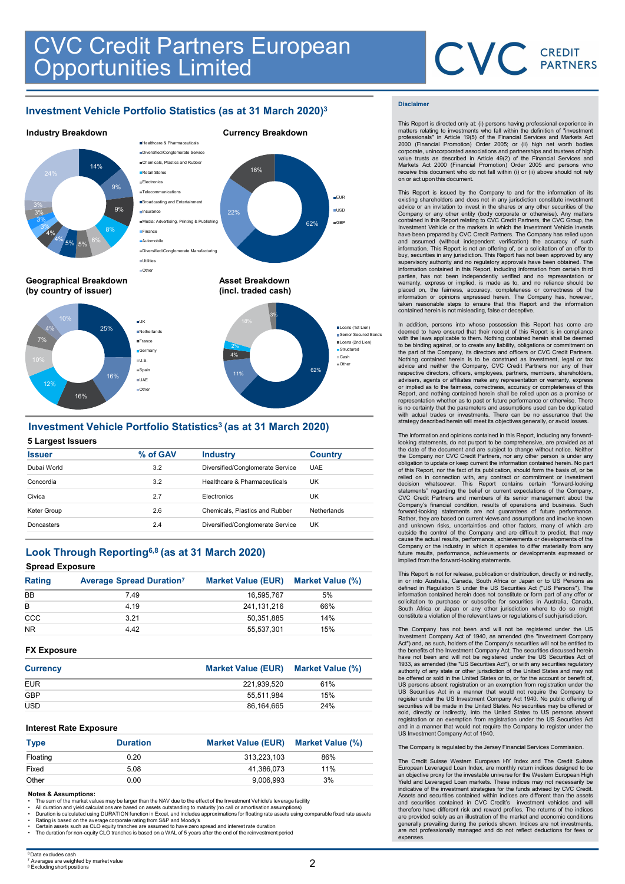# CVC Credit Partners European Opportunities Limited

## Investment Vehicle Portfolio Statistics (as at 31 March 2020)[3]

### Industry Breakdown

14%
9%
9%
8%
6%
5%
5%
4%
4%
3%
3%
3%
3%
24%

Healthcare & Pharmaceuticals
Diversified/Conglomerate Service
Chemicals, Plastics and Rubber
Retail Stores
Electronics
Telecommunications
Broadcasting and Entertainment
Insurance
Media: Advertising, Printing & Publishing
Finance
Automobile
Diversified/Conglomerate Manufacturing
Utilities
Other

### Currency Breakdown

62%
22%
16%

EUR
USD
GBP

### Geographical Breakdown (by country of issuer)

25%
16%
16%
12%
10%
7%
4%
10%

UK
Netherlands
France
Germany
U.S.
Spain
UAE
Other

### Asset Breakdown (incl. traded cash)

62%
11%
4%
2%
18%
3%

Loans (1st Lien)
Senior Secured Bonds
Loans (2nd Lien)
Structured
Cash
Other

## Investment Vehicle Portfolio Statistics[3] (as at 31 March 2020)

### 5 Largest Issuers

| Issuer | % of GAV | Industry | Country |
|---|---|---|---|
| Dubai World | 3.2 | Diversified/Conglomerate Service | UAE |
| Concordia | 3.2 | Healthcare & Pharmaceuticals | UK |
| Civica | 2.7 | Electronics | UK |
| Keter Group | 2.6 | Chemicals, Plastics and Rubber | Netherlands |
| Doncasters | 2.4 | Diversified/Conglomerate Service | UK |

## Look Through Reporting[6,8] (as at 31 March 2020)

### Spread Exposure

| Rating | Average Spread Duration[7] | Market Value (EUR) | Market Value (%) |
|---|---|---|---|
| BB | 7.49 | 16,595,767 | 5% |
| B | 4.19 | 241,131,216 | 66% |
| CCC | 3.21 | 50,351,885 | 14% |
| NR | 4.42 | 55,537,301 | 15% |

### FX Exposure

| Currency | Market Value (EUR) | Market Value (%) |
|---|---|---|
| EUR | 221,939,520 | 61% |
| GBP | 55,511,984 | 15% |
| USD | 86,164,665 | 24% |

### Interest Rate Exposure

| Type | Duration | Market Value (EUR) | Market Value (%) |
|---|---|---|---|
| Floating | 0.20 | 313,223,103 | 86% |
| Fixed | 5.08 | 41,386,073 | 11% |
| Other | 0.00 | 9,006,993 | 3% |

**Notes & Assumptions:**

- The sum of the market values may be larger than the NAV due to the effect of the Investment Vehicle's leverage facility
- All duration and yield calculations are based on assets outstanding to maturity (no call or amortisation assumptions)
- Duration is calculated using DURATION function in Excel, and includes approximations for floating rate assets using comparable fixed rate assets
- Rating is based on the average corporate rating from S&P and Moody's
- Certain assets such as CLO equity tranches are assumed to have zero spread and interest rate duration
- The duration for non-equity CLO tranches is based on a WAL of 5 years after the end of the reinvestment period

[6] Data excludes cash
[7] Averages are weighted by market value
[8] Excluding short positions

### Disclaimer

This Report is directed only at: (i) persons having professional experience in matters relating to investments who fall within the definition of "investment professionals" in Article 19(5) of the Financial Services and Markets Act 2000 (Financial Promotion) Order 2005; or (ii) high net worth bodies corporate, unincorporated associations and partnerships and trustees of high value trusts as described in Article 49(2) of the Financial Services and Markets Act 2000 (Financial Promotion) Order 2005 and persons who receive this document who do not fall within (i) or (ii) above should not rely on or act upon this document.

This Report is issued by the Company to and for the information of its existing shareholders and does not in any jurisdiction constitute investment advice or an invitation to invest in the shares or any other securities of the Company or any other entity (body corporate or otherwise). Any matters contained in this Report relating to CVC Credit Partners, the CVC Group, the Investment Vehicle or the markets in which the Investment Vehicle invests have been prepared by CVC Credit Partners. The Company has relied upon and assumed (without independent verification) the accuracy of such information. This Report is not an offering of, or a solicitation of an offer to buy, securities in any jurisdiction. This Report has not been approved by any supervisory authority and no regulatory approvals have been obtained. The information contained in this Report, including information from certain third parties, has not been independently verified and no representation or warranty, express or implied, is made as to, and no reliance should be placed on, the fairness, accuracy, completeness or correctness of the information or opinions expressed herein. The Company has, however, taken reasonable steps to ensure that this Report and the information contained herein is not misleading, false or deceptive.

In addition, persons into whose possession this Report has come are deemed to have ensured that their receipt of this Report is in compliance with the laws applicable to them. Nothing contained herein shall be deemed to be binding against, or to create any liability, obligations or commitment on the part of the Company, its directors and officers or CVC Credit Partners. Nothing contained herein is to be construed as investment, legal or tax advice and neither the Company, CVC Credit Partners nor any of their respective directors, officers, employees, partners, members, shareholders, advisers, agents or affiliates make any representation or warranty, express or implied as to the fairness, correctness, accuracy or completeness of this Report, and nothing contained herein shall be relied upon as a promise or representation whether as to past or future performance or otherwise. There is no certainty that the parameters and assumptions used can be duplicated with actual trades or investments. There can be no assurance that the strategy described herein will meet its objectives generally, or avoid losses.

The information and opinions contained in this Report, including any forward-looking statements, do not purport to be comprehensive, are provided as at the date of the document and are subject to change without notice. Neither the Company nor CVC Credit Partners, nor any other person is under any obligation to update or keep current the information contained herein. No part of this Report, nor the fact of its publication, should form the basis of, or be relied on in connection with, any contract or commitment or investment decision whatsoever. This Report contains certain "forward-looking statements" regarding the belief or current expectations of the Company, CVC Credit Partners and members of its senior management about the Company's financial condition, results of operations and business. Such forward-looking statements are not guarantees of future performance. Rather, they are based on current views and assumptions and involve known and unknown risks, uncertainties and other factors, many of which are outside the control of the Company and are difficult to predict, that may cause the actual results, performance, achievements or developments of the Company or the industry in which it operates to differ materially from any future results, performance, achievements or developments expressed or implied from the forward-looking statements.

This Report is not for release, publication or distribution, directly or indirectly, in or into Australia, Canada, South Africa or Japan or to US Persons as defined in Regulation S under the US Securities Act ("US Persons"). The information contained herein does not constitute or form part of any offer or solicitation to purchase or subscribe for securities in Australia, Canada, South Africa or Japan or any other jurisdiction where to do so might constitute a violation of the relevant laws or regulations of such jurisdiction.

The Company has not been and will not be registered under the US Investment Company Act of 1940, as amended (the "Investment Company Act") and, as such, holders of the Company's securities will not be entitled to the benefits of the Investment Company Act. The securities discussed herein have not been and will not be registered under the US Securities Act of 1933, as amended (the "US Securities Act"), or with any securities regulatory authority of any state or other jurisdiction of the United States and may not be offered or sold in the United States or to, or for the account or benefit of, US persons absent registration or an exemption from registration under the US Securities Act in a manner that would not require the Company to register under the US Investment Company Act 1940. No public offering of securities will be made in the United States. No securities may be offered or sold, directly or indirectly, into the United States to US persons absent registration or an exemption from registration under the US Securities Act and in a manner that would not require the Company to register under the US Investment Company Act of 1940.

The Company is regulated by the Jersey Financial Services Commission.

The Credit Suisse Western European HY Index and The Credit Suisse European Leveraged Loan Index, are monthly return indices designed to be an objective proxy for the investable universe for the Western European High Yield and Leveraged Loan markets. These indices may not necessarily be indicative of the investment strategies for the funds advised by CVC Credit. Assets and securities contained within indices are different than the assets and securities contained in CVC Credit's investment vehicles and will therefore have different risk and reward profiles. The returns of the indices are provided solely as an illustration of the market and economic conditions generally prevailing during the periods shown. Indices are not investments, are not professionally managed and do not reflect deductions for fees or expenses.